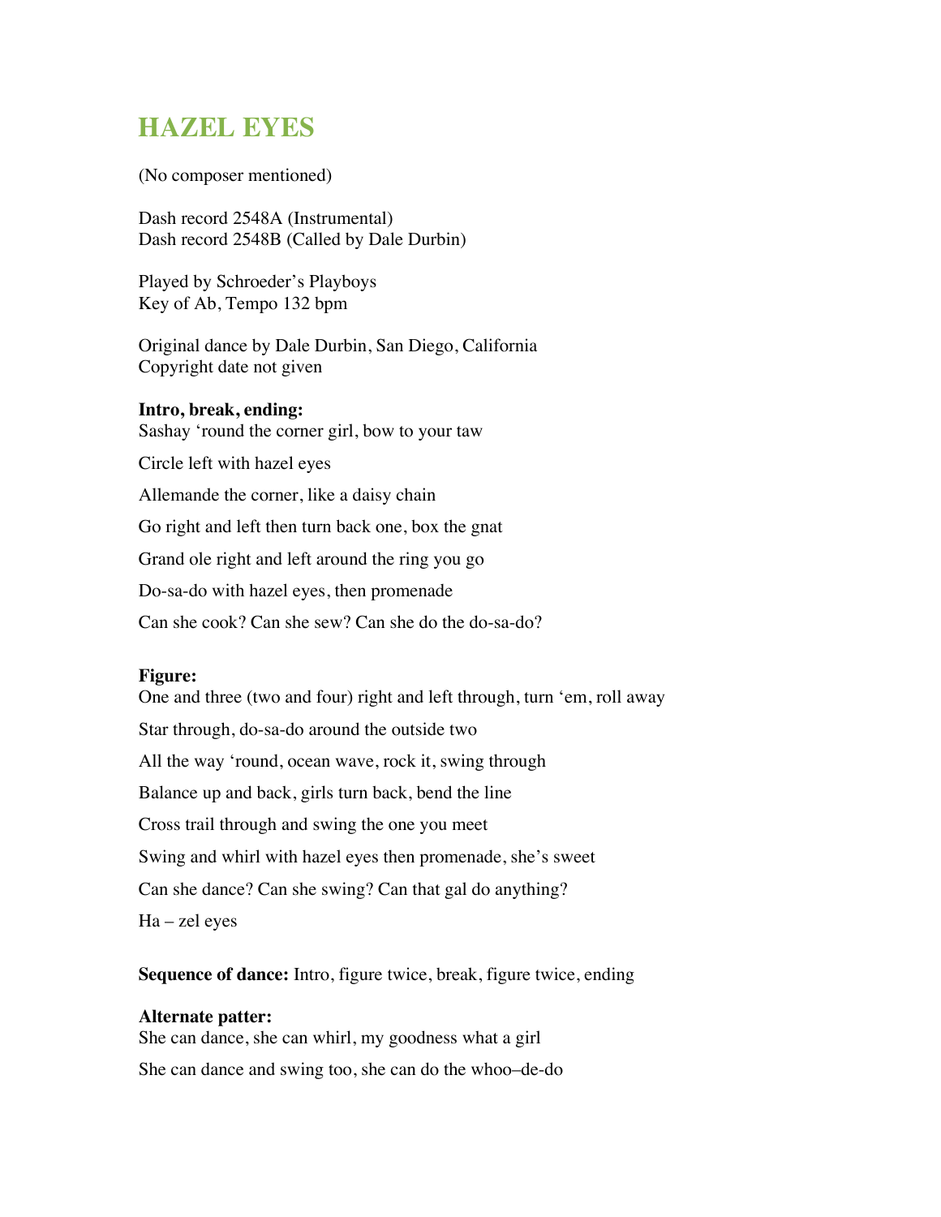# HAZEL EYES

(No composer mentioned)

Dash record 2548A (Instrumental)
Dash record 2548B (Called by Dale Durbin)

Played by Schroeder's Playboys
Key of Ab, Tempo 132 bpm

Original dance by Dale Durbin, San Diego, California
Copyright date not given

**Intro, break, ending:**
Sashay 'round the corner girl, bow to your taw

Circle left with hazel eyes

Allemande the corner, like a daisy chain

Go right and left then turn back one, box the gnat

Grand ole right and left around the ring you go

Do-sa-do with hazel eyes, then promenade

Can she cook? Can she sew? Can she do the do-sa-do?

**Figure:**
One and three (two and four) right and left through, turn 'em, roll away

Star through, do-sa-do around the outside two

All the way 'round, ocean wave, rock it, swing through

Balance up and back, girls turn back, bend the line

Cross trail through and swing the one you meet

Swing and whirl with hazel eyes then promenade, she's sweet

Can she dance? Can she swing? Can that gal do anything?

Ha – zel eyes

**Sequence of dance:** Intro, figure twice, break, figure twice, ending

**Alternate patter:**
She can dance, she can whirl, my goodness what a girl

She can dance and swing too, she can do the whoo–de-do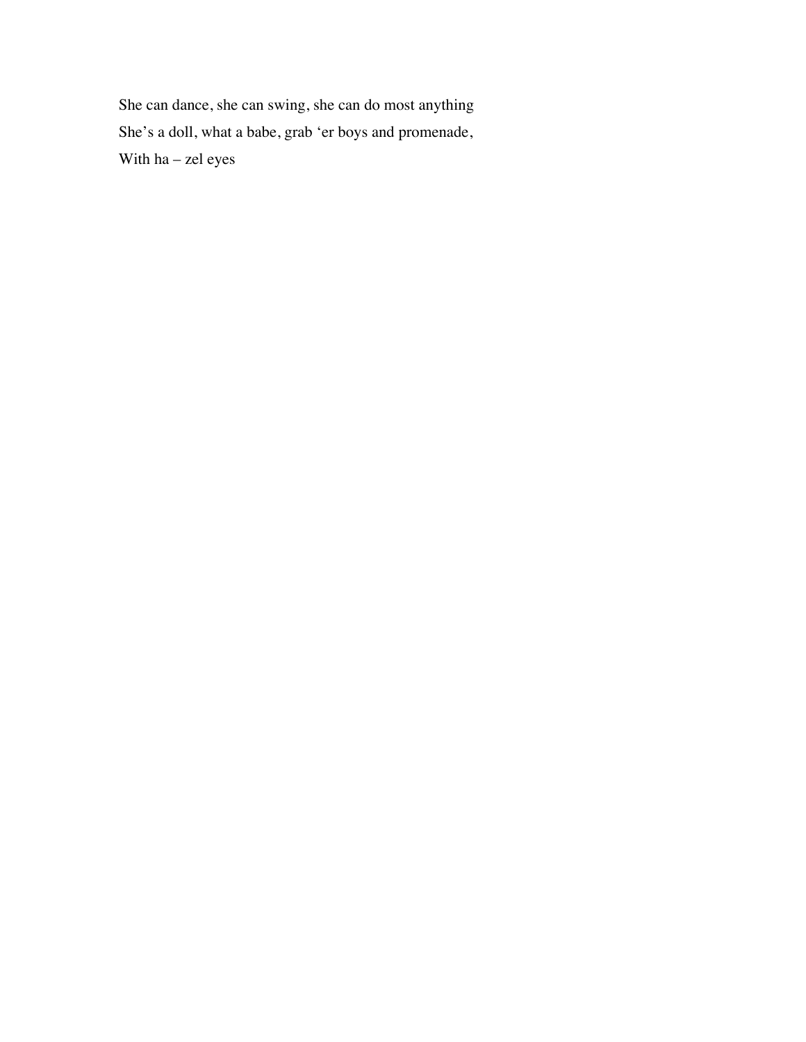She can dance, she can swing, she can do most anything  
She's a doll, what a babe, grab 'er boys and promenade,  
With ha – zel eyes